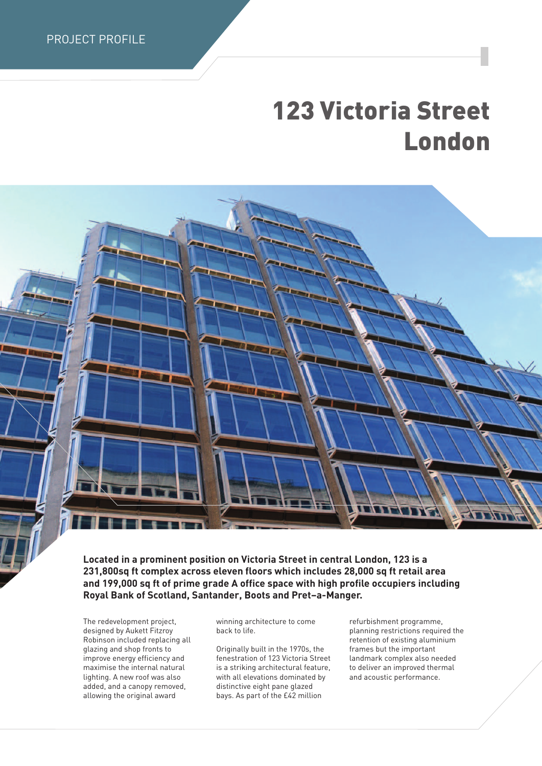PROJECT PROFILE

# 123 Victoria Street London

**Located in a prominent position on Victoria Street in central London, 123 is a 231,800sq ft complex across eleven floors which includes 28,000 sq ft retail area and 199,000 sq ft of prime grade A office space with high profile occupiers including Royal Bank of Scotland, Santander, Boots and Pret–a-Manger.**

The redevelopment project, designed by Aukett Fitzroy Robinson included replacing all glazing and shop fronts to improve energy efficiency and maximise the internal natural lighting. A new roof was also added, and a canopy removed, allowing the original award winning architecture to come back to life.

Originally built in the 1970s, the fenestration of 123 Victoria Street is a striking architectural feature, with all elevations dominated by distinctive eight pane glazed bays. As part of the £42 million refurbishment programme, planning restrictions required the retention of existing aluminium frames but the important landmark complex also needed to deliver an improved thermal and acoustic performance.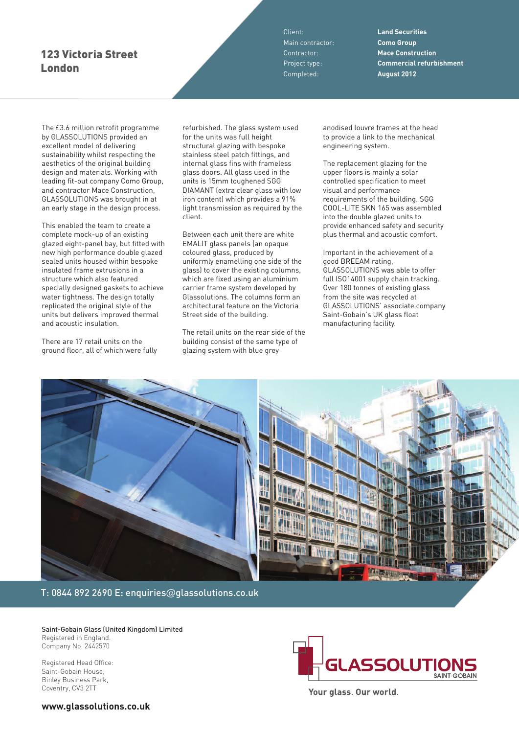## 123 Victoria Street London

| | |
|---|---|
| Client: | **Land Securities** |
| Main contractor: | **Como Group** |
| Contractor: | **Mace Construction** |
| Project type: | **Commercial refurbishment** |
| Completed: | **August 2012** |

The £3.6 million retrofit programme by GLASSOLUTIONS provided an excellent model of delivering sustainability whilst respecting the aesthetics of the original building design and materials. Working with leading fit-out company Como Group, and contractor Mace Construction, GLASSOLUTIONS was brought in at an early stage in the design process.

This enabled the team to create a complete mock-up of an existing glazed eight-panel bay, but fitted with new high performance double glazed sealed units housed within bespoke insulated frame extrusions in a structure which also featured specially designed gaskets to achieve water tightness. The design totally replicated the original style of the units but delivers improved thermal and acoustic insulation.

There are 17 retail units on the ground floor, all of which were fully refurbished. The glass system used for the units was full height structural glazing with bespoke stainless steel patch fittings, and internal glass fins with frameless glass doors. All glass used in the units is 15mm toughened SGG DIAMANT (extra clear glass with low iron content) which provides a 91% light transmission as required by the client.

Between each unit there are white EMALIT glass panels (an opaque coloured glass, produced by uniformly enamelling one side of the glass) to cover the existing columns, which are fixed using an aluminium carrier frame system developed by Glassolutions. The columns form an architectural feature on the Victoria Street side of the building.

The retail units on the rear side of the building consist of the same type of glazing system with blue grey anodised louvre frames at the head to provide a link to the mechanical engineering system.

The replacement glazing for the upper floors is mainly a solar controlled specification to meet visual and performance requirements of the building. SGG COOL-LITE SKN 165 was assembled into the double glazed units to provide enhanced safety and security plus thermal and acoustic comfort.

Important in the achievement of a good BREEAM rating, GLASSOLUTIONS was able to offer full ISO14001 supply chain tracking. Over 180 tonnes of existing glass from the site was recycled at GLASSOLUTIONS' associate company Saint-Gobain's UK glass float manufacturing facility.

T: 0844 892 2690 E: enquiries@glassolutions.co.uk

**Saint-Gobain Glass (United Kingdom) Limited**
Registered in England.
Company No. 2442570

Registered Head Office:
Saint-Gobain House,
Binley Business Park,
Coventry, CV3 2TT

**www.glassolutions.co.uk**

GLASSOLUTIONS SAINT-GOBAIN

**Your glass. Our world.**